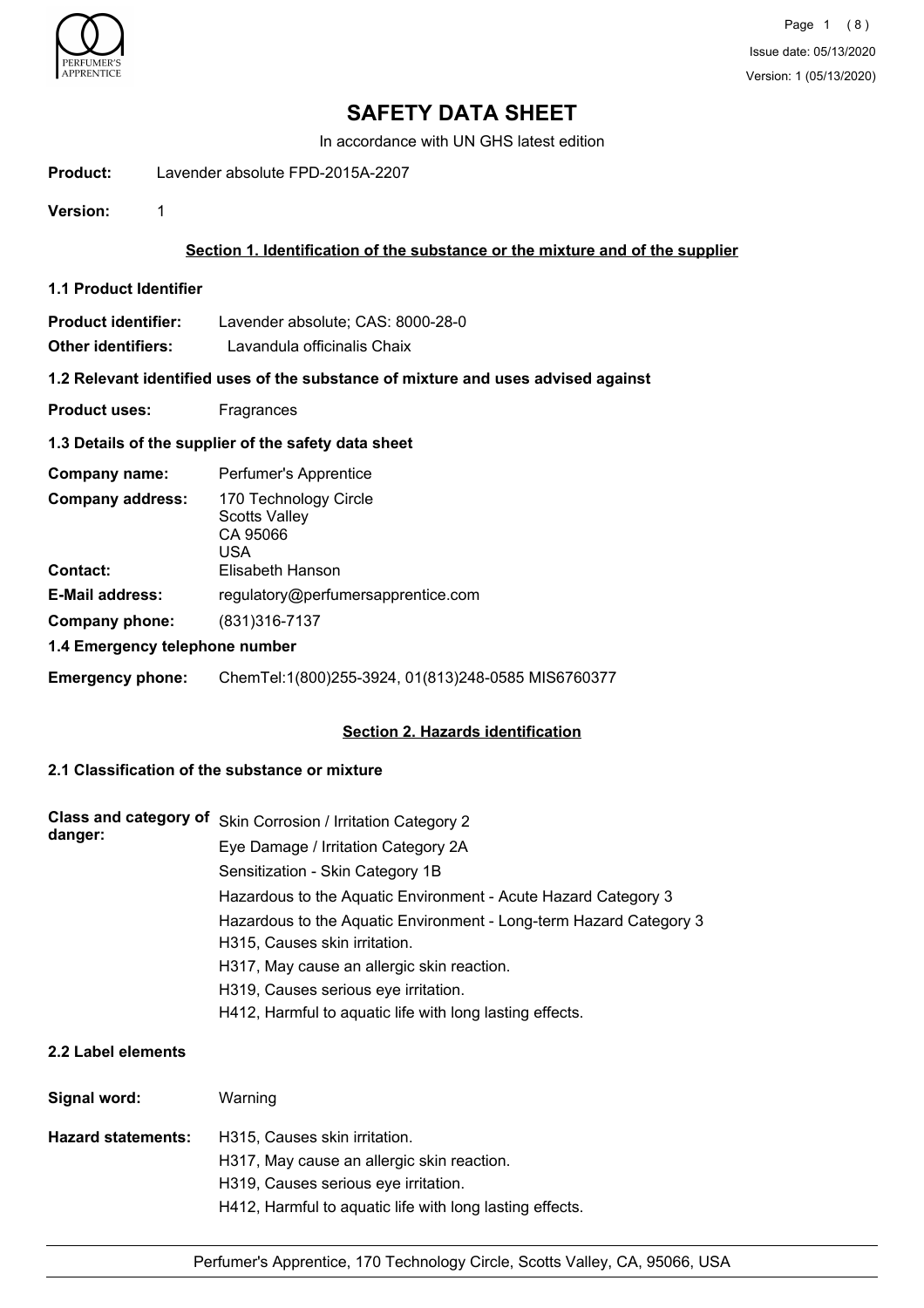# SAFETY DATA SHEET

In accordance with UN GHS latest edition

**Product:** Lavender absolute FPD-2015A-2207

**Version:** 1

## Section 1. Identification of the substance or the mixture and of the supplier

### 1.1 Product Identifier

**Product identifier:** Lavender absolute; CAS: 8000-28-0

**Other identifiers:** Lavandula officinalis Chaix

### 1.2 Relevant identified uses of the substance of mixture and uses advised against

**Product uses:** Fragrances

### 1.3 Details of the supplier of the safety data sheet

**Company name:** Perfumer's Apprentice

**Company address:** 170 Technology Circle
Scotts Valley
CA 95066
USA

**Contact:** Elisabeth Hanson

**E-Mail address:** regulatory@perfumersapprentice.com

**Company phone:** (831)316-7137

### 1.4 Emergency telephone number

**Emergency phone:** ChemTel:1(800)255-3924, 01(813)248-0585 MIS6760377

## Section 2. Hazards identification

### 2.1 Classification of the substance or mixture

**Class and category of danger:**

Skin Corrosion / Irritation Category 2

Eye Damage / Irritation Category 2A

Sensitization - Skin Category 1B

Hazardous to the Aquatic Environment - Acute Hazard Category 3

Hazardous to the Aquatic Environment - Long-term Hazard Category 3

H315, Causes skin irritation.

H317, May cause an allergic skin reaction.

H319, Causes serious eye irritation.

H412, Harmful to aquatic life with long lasting effects.

### 2.2 Label elements

**Signal word:** Warning

**Hazard statements:**

H315, Causes skin irritation.

H317, May cause an allergic skin reaction.

H319, Causes serious eye irritation.

H412, Harmful to aquatic life with long lasting effects.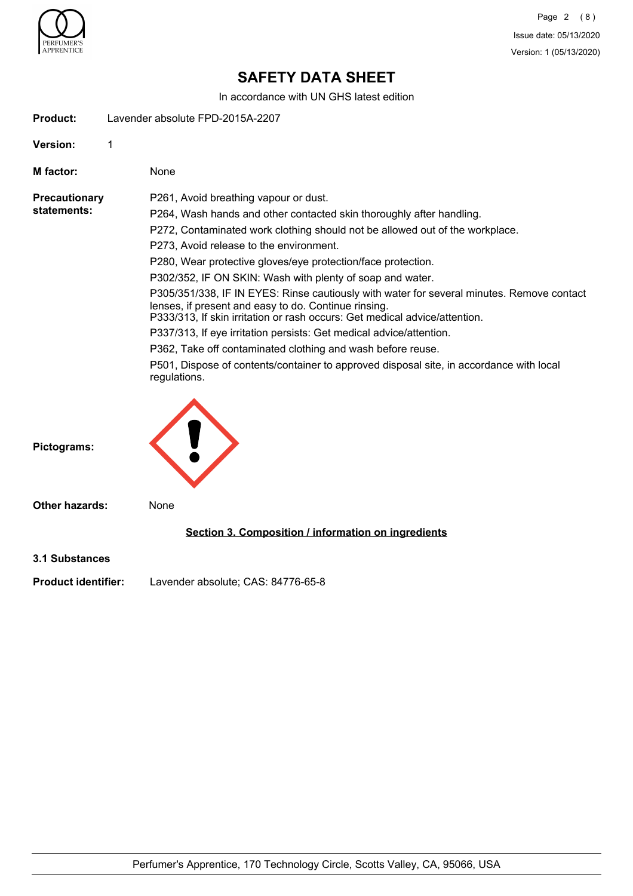# SAFETY DATA SHEET

In accordance with UN GHS latest edition

**Product:** Lavender absolute FPD-2015A-2207

**Version:** 1

**M factor:** None

**Precautionary statements:**

P261, Avoid breathing vapour or dust.

P264, Wash hands and other contacted skin thoroughly after handling.

P272, Contaminated work clothing should not be allowed out of the workplace.

P273, Avoid release to the environment.

P280, Wear protective gloves/eye protection/face protection.

P302/352, IF ON SKIN: Wash with plenty of soap and water.

P305/351/338, IF IN EYES: Rinse cautiously with water for several minutes. Remove contact lenses, if present and easy to do. Continue rinsing.
P333/313, If skin irritation or rash occurs: Get medical advice/attention.

P337/313, If eye irritation persists: Get medical advice/attention.

P362, Take off contaminated clothing and wash before reuse.

P501, Dispose of contents/container to approved disposal site, in accordance with local regulations.

**Pictograms:**

**Other hazards:** None

## Section 3. Composition / information on ingredients

### 3.1 Substances

**Product identifier:** Lavender absolute; CAS: 84776-65-8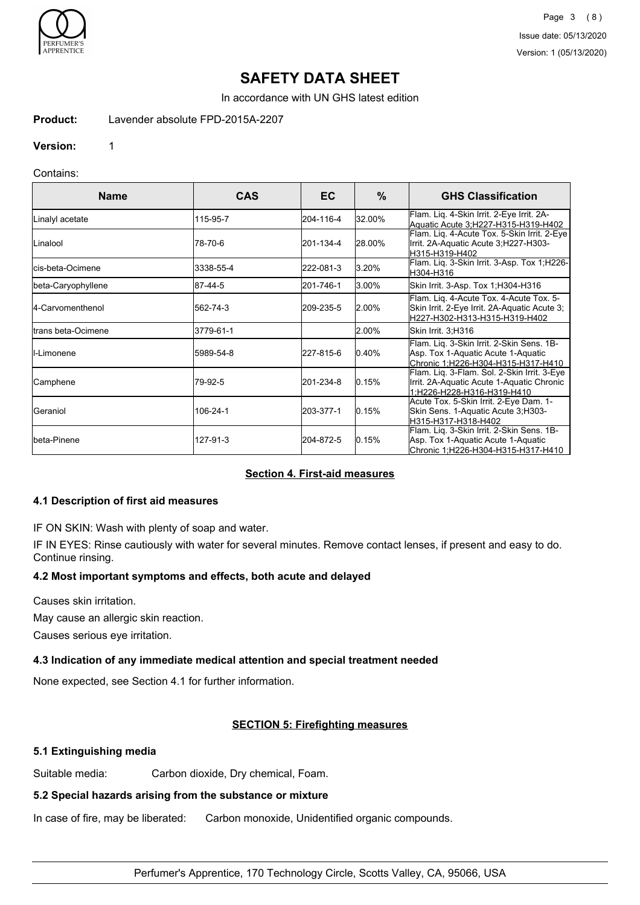# SAFETY DATA SHEET

In accordance with UN GHS latest edition

**Product:** Lavender absolute FPD-2015A-2207

**Version:** 1

Contains:

| Name | CAS | EC | % | GHS Classification |
|---|---|---|---|---|
| Linalyl acetate | 115-95-7 | 204-116-4 | 32.00% | Flam. Liq. 4-Skin Irrit. 2-Eye Irrit. 2A-Aquatic Acute 3;H227-H315-H319-H402 |
| Linalool | 78-70-6 | 201-134-4 | 28.00% | Flam. Liq. 4-Acute Tox. 5-Skin Irrit. 2-Eye Irrit. 2A-Aquatic Acute 3;H227-H303-H315-H319-H402 |
| cis-beta-Ocimene | 3338-55-4 | 222-081-3 | 3.20% | Flam. Liq. 3-Skin Irrit. 3-Asp. Tox 1;H226-H304-H316 |
| beta-Caryophyllene | 87-44-5 | 201-746-1 | 3.00% | Skin Irrit. 3-Asp. Tox 1;H304-H316 |
| 4-Carvomenthenol | 562-74-3 | 209-235-5 | 2.00% | Flam. Liq. 4-Acute Tox. 4-Acute Tox. 5-Skin Irrit. 2-Eye Irrit. 2A-Aquatic Acute 3;H227-H302-H313-H315-H319-H402 |
| trans beta-Ocimene | 3779-61-1 | | 2.00% | Skin Irrit. 3;H316 |
| l-Limonene | 5989-54-8 | 227-815-6 | 0.40% | Flam. Liq. 3-Skin Irrit. 2-Skin Sens. 1B-Asp. Tox 1-Aquatic Acute 1-Aquatic Chronic 1;H226-H304-H315-H317-H410 |
| Camphene | 79-92-5 | 201-234-8 | 0.15% | Flam. Liq. 3-Flam. Sol. 2-Skin Irrit. 3-Eye Irrit. 2A-Aquatic Acute 1-Aquatic Chronic 1;H226-H228-H316-H319-H410 |
| Geraniol | 106-24-1 | 203-377-1 | 0.15% | Acute Tox. 5-Skin Irrit. 2-Eye Dam. 1-Skin Sens. 1-Aquatic Acute 3;H303-H315-H317-H318-H402 |
| beta-Pinene | 127-91-3 | 204-872-5 | 0.15% | Flam. Liq. 3-Skin Irrit. 2-Skin Sens. 1B-Asp. Tox 1-Aquatic Acute 1-Aquatic Chronic 1;H226-H304-H315-H317-H410 |

## Section 4. First-aid measures

### 4.1 Description of first aid measures

IF ON SKIN: Wash with plenty of soap and water.

IF IN EYES: Rinse cautiously with water for several minutes. Remove contact lenses, if present and easy to do. Continue rinsing.

### 4.2 Most important symptoms and effects, both acute and delayed

Causes skin irritation.

May cause an allergic skin reaction.

Causes serious eye irritation.

### 4.3 Indication of any immediate medical attention and special treatment needed

None expected, see Section 4.1 for further information.

## SECTION 5: Firefighting measures

### 5.1 Extinguishing media

Suitable media: Carbon dioxide, Dry chemical, Foam.

### 5.2 Special hazards arising from the substance or mixture

In case of fire, may be liberated: Carbon monoxide, Unidentified organic compounds.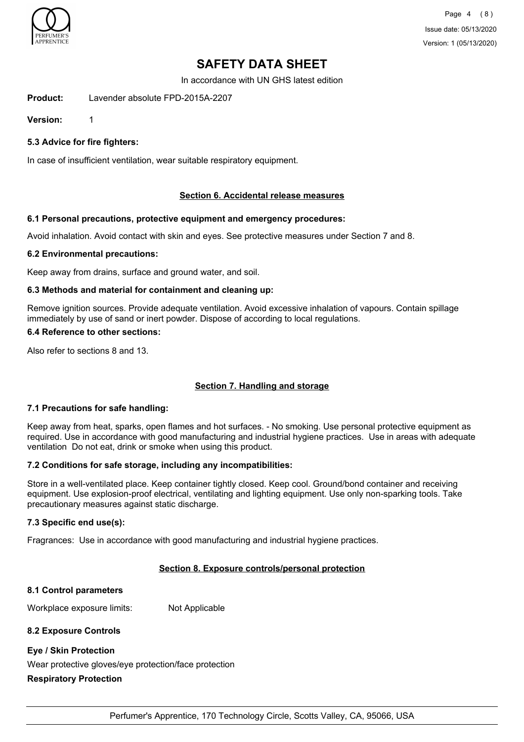# SAFETY DATA SHEET

In accordance with UN GHS latest edition

**Product:** Lavender absolute FPD-2015A-2207

**Version:** 1

### 5.3 Advice for fire fighters:

In case of insufficient ventilation, wear suitable respiratory equipment.

## Section 6. Accidental release measures

### 6.1 Personal precautions, protective equipment and emergency procedures:

Avoid inhalation. Avoid contact with skin and eyes. See protective measures under Section 7 and 8.

### 6.2 Environmental precautions:

Keep away from drains, surface and ground water, and soil.

### 6.3 Methods and material for containment and cleaning up:

Remove ignition sources. Provide adequate ventilation. Avoid excessive inhalation of vapours. Contain spillage immediately by use of sand or inert powder. Dispose of according to local regulations.

### 6.4 Reference to other sections:

Also refer to sections 8 and 13.

## Section 7. Handling and storage

### 7.1 Precautions for safe handling:

Keep away from heat, sparks, open flames and hot surfaces. - No smoking. Use personal protective equipment as required. Use in accordance with good manufacturing and industrial hygiene practices. Use in areas with adequate ventilation Do not eat, drink or smoke when using this product.

### 7.2 Conditions for safe storage, including any incompatibilities:

Store in a well-ventilated place. Keep container tightly closed. Keep cool. Ground/bond container and receiving equipment. Use explosion-proof electrical, ventilating and lighting equipment. Use only non-sparking tools. Take precautionary measures against static discharge.

### 7.3 Specific end use(s):

Fragrances: Use in accordance with good manufacturing and industrial hygiene practices.

## Section 8. Exposure controls/personal protection

### 8.1 Control parameters

Workplace exposure limits: Not Applicable

### 8.2 Exposure Controls

**Eye / Skin Protection**

Wear protective gloves/eye protection/face protection

**Respiratory Protection**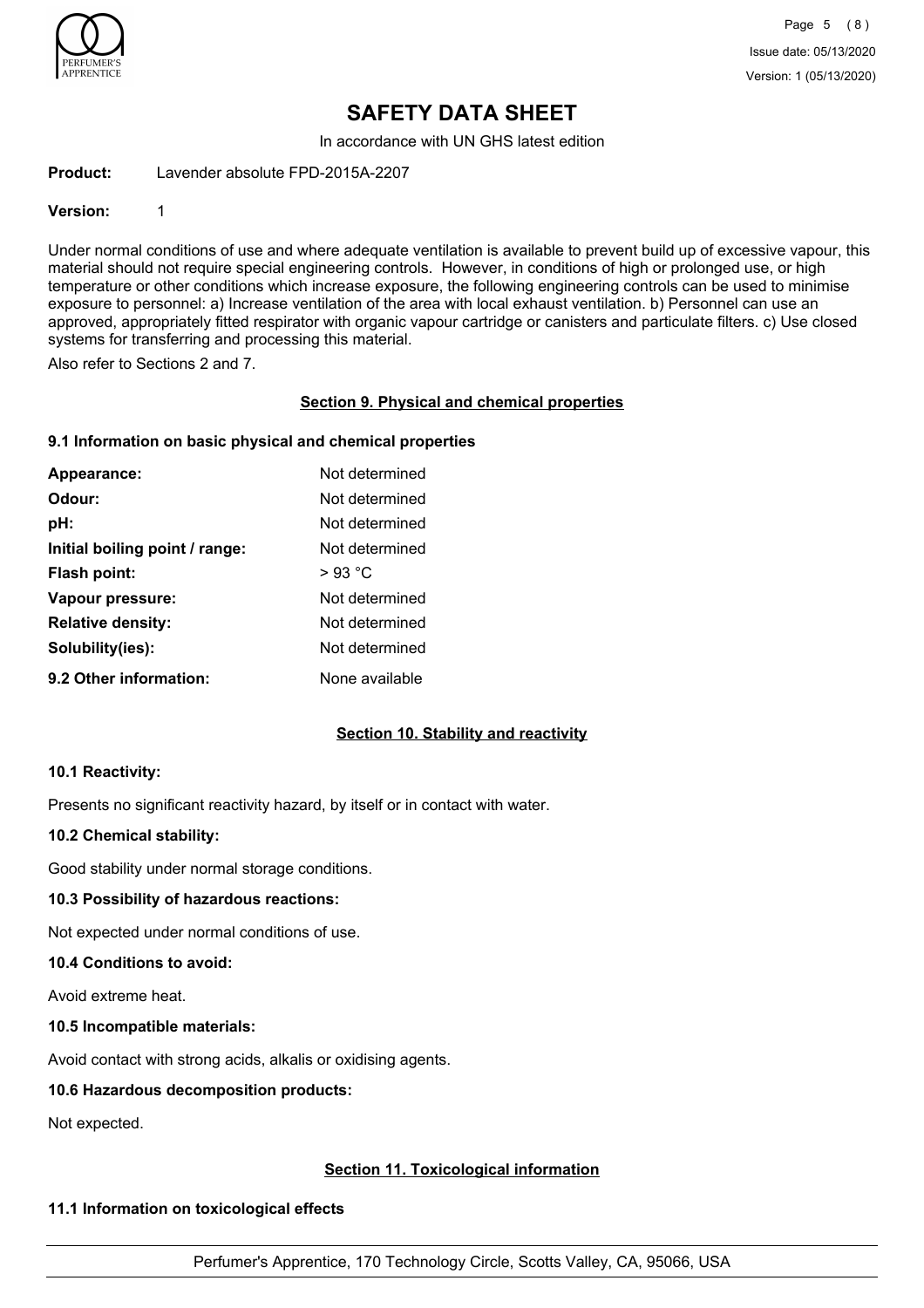Under normal conditions of use and where adequate ventilation is available to prevent build up of excessive vapour, this material should not require special engineering controls. However, in conditions of high or prolonged use, or high temperature or other conditions which increase exposure, the following engineering controls can be used to minimise exposure to personnel: a) Increase ventilation of the area with local exhaust ventilation. b) Personnel can use an approved, appropriately fitted respirator with organic vapour cartridge or canisters and particulate filters. c) Use closed systems for transferring and processing this material.

Also refer to Sections 2 and 7.

## Section 9. Physical and chemical properties

### 9.1 Information on basic physical and chemical properties

| | |
|---|---|
| **Appearance:** | Not determined |
| **Odour:** | Not determined |
| **pH:** | Not determined |
| **Initial boiling point / range:** | Not determined |
| **Flash point:** | > 93 °C |
| **Vapour pressure:** | Not determined |
| **Relative density:** | Not determined |
| **Solubility(ies):** | Not determined |
| **9.2 Other information:** | None available |

## Section 10. Stability and reactivity

### 10.1 Reactivity:

Presents no significant reactivity hazard, by itself or in contact with water.

### 10.2 Chemical stability:

Good stability under normal storage conditions.

### 10.3 Possibility of hazardous reactions:

Not expected under normal conditions of use.

### 10.4 Conditions to avoid:

Avoid extreme heat.

### 10.5 Incompatible materials:

Avoid contact with strong acids, alkalis or oxidising agents.

### 10.6 Hazardous decomposition products:

Not expected.

## Section 11. Toxicological information

### 11.1 Information on toxicological effects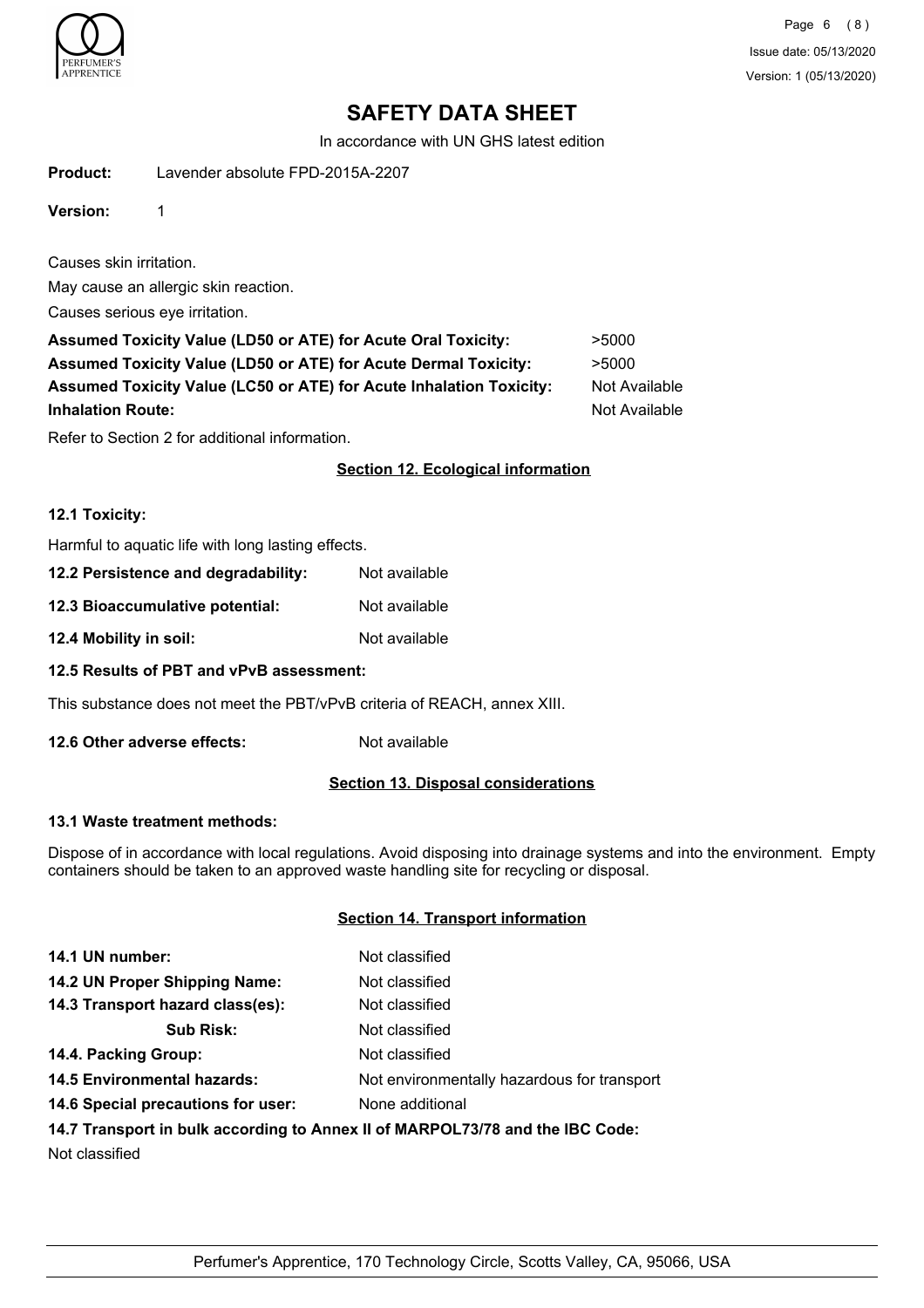# SAFETY DATA SHEET

In accordance with UN GHS latest edition

**Product:** Lavender absolute FPD-2015A-2207

**Version:** 1

Causes skin irritation.

May cause an allergic skin reaction.

Causes serious eye irritation.

| | |
|---|---|
| **Assumed Toxicity Value (LD50 or ATE) for Acute Oral Toxicity:** | >5000 |
| **Assumed Toxicity Value (LD50 or ATE) for Acute Dermal Toxicity:** | >5000 |
| **Assumed Toxicity Value (LC50 or ATE) for Acute Inhalation Toxicity:** | Not Available |
| **Inhalation Route:** | Not Available |

Refer to Section 2 for additional information.

## Section 12. Ecological information

### 12.1 Toxicity:

Harmful to aquatic life with long lasting effects.

**12.2 Persistence and degradability:** Not available

**12.3 Bioaccumulative potential:** Not available

**12.4 Mobility in soil:** Not available

### 12.5 Results of PBT and vPvB assessment:

This substance does not meet the PBT/vPvB criteria of REACH, annex XIII.

**12.6 Other adverse effects:** Not available

## Section 13. Disposal considerations

### 13.1 Waste treatment methods:

Dispose of in accordance with local regulations. Avoid disposing into drainage systems and into the environment. Empty containers should be taken to an approved waste handling site for recycling or disposal.

## Section 14. Transport information

| | |
|---|---|
| **14.1 UN number:** | Not classified |
| **14.2 UN Proper Shipping Name:** | Not classified |
| **14.3 Transport hazard class(es):** | Not classified |
| **Sub Risk:** | Not classified |
| **14.4. Packing Group:** | Not classified |
| **14.5 Environmental hazards:** | Not environmentally hazardous for transport |
| **14.6 Special precautions for user:** | None additional |

**14.7 Transport in bulk according to Annex II of MARPOL73/78 and the IBC Code:**

Not classified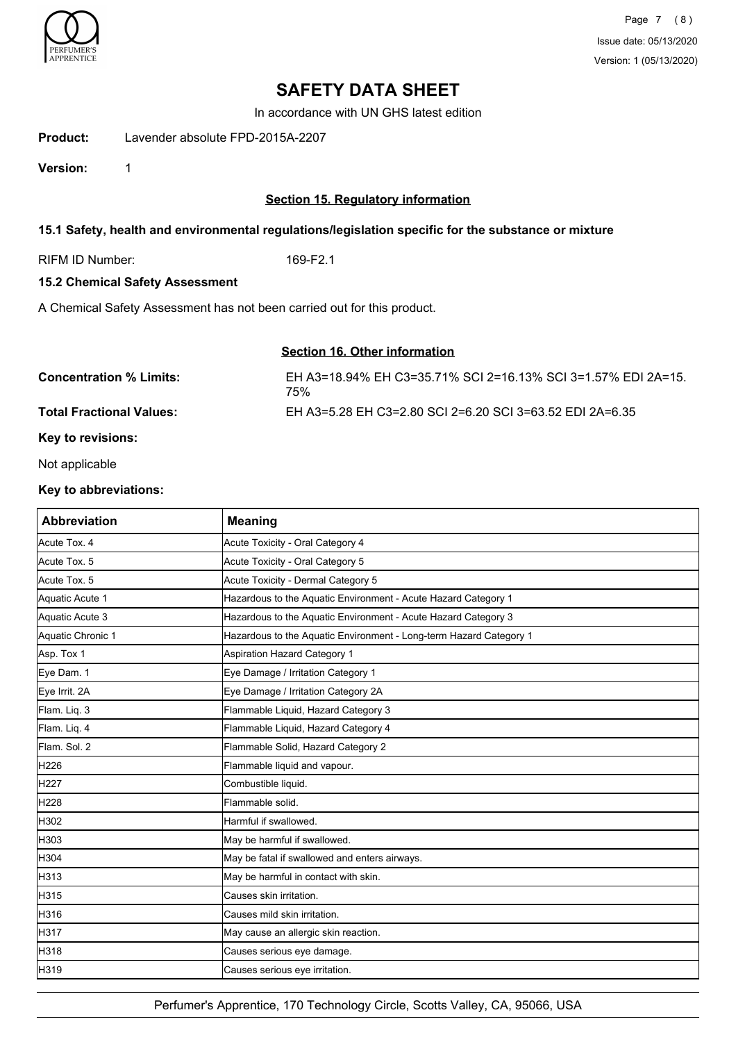# SAFETY DATA SHEET

In accordance with UN GHS latest edition

**Product:** Lavender absolute FPD-2015A-2207

**Version:** 1

## Section 15. Regulatory information

### 15.1 Safety, health and environmental regulations/legislation specific for the substance or mixture

RIFM ID Number: 169-F2.1

### 15.2 Chemical Safety Assessment

A Chemical Safety Assessment has not been carried out for this product.

## Section 16. Other information

**Concentration % Limits:** EH A3=18.94% EH C3=35.71% SCI 2=16.13% SCI 3=1.57% EDI 2A=15.75%

**Total Fractional Values:** EH A3=5.28 EH C3=2.80 SCI 2=6.20 SCI 3=63.52 EDI 2A=6.35

**Key to revisions:**

Not applicable

**Key to abbreviations:**

| Abbreviation | Meaning |
|---|---|
| Acute Tox. 4 | Acute Toxicity - Oral Category 4 |
| Acute Tox. 5 | Acute Toxicity - Oral Category 5 |
| Acute Tox. 5 | Acute Toxicity - Dermal Category 5 |
| Aquatic Acute 1 | Hazardous to the Aquatic Environment - Acute Hazard Category 1 |
| Aquatic Acute 3 | Hazardous to the Aquatic Environment - Acute Hazard Category 3 |
| Aquatic Chronic 1 | Hazardous to the Aquatic Environment - Long-term Hazard Category 1 |
| Asp. Tox 1 | Aspiration Hazard Category 1 |
| Eye Dam. 1 | Eye Damage / Irritation Category 1 |
| Eye Irrit. 2A | Eye Damage / Irritation Category 2A |
| Flam. Liq. 3 | Flammable Liquid, Hazard Category 3 |
| Flam. Liq. 4 | Flammable Liquid, Hazard Category 4 |
| Flam. Sol. 2 | Flammable Solid, Hazard Category 2 |
| H226 | Flammable liquid and vapour. |
| H227 | Combustible liquid. |
| H228 | Flammable solid. |
| H302 | Harmful if swallowed. |
| H303 | May be harmful if swallowed. |
| H304 | May be fatal if swallowed and enters airways. |
| H313 | May be harmful in contact with skin. |
| H315 | Causes skin irritation. |
| H316 | Causes mild skin irritation. |
| H317 | May cause an allergic skin reaction. |
| H318 | Causes serious eye damage. |
| H319 | Causes serious eye irritation. |

Perfumer's Apprentice, 170 Technology Circle, Scotts Valley, CA, 95066, USA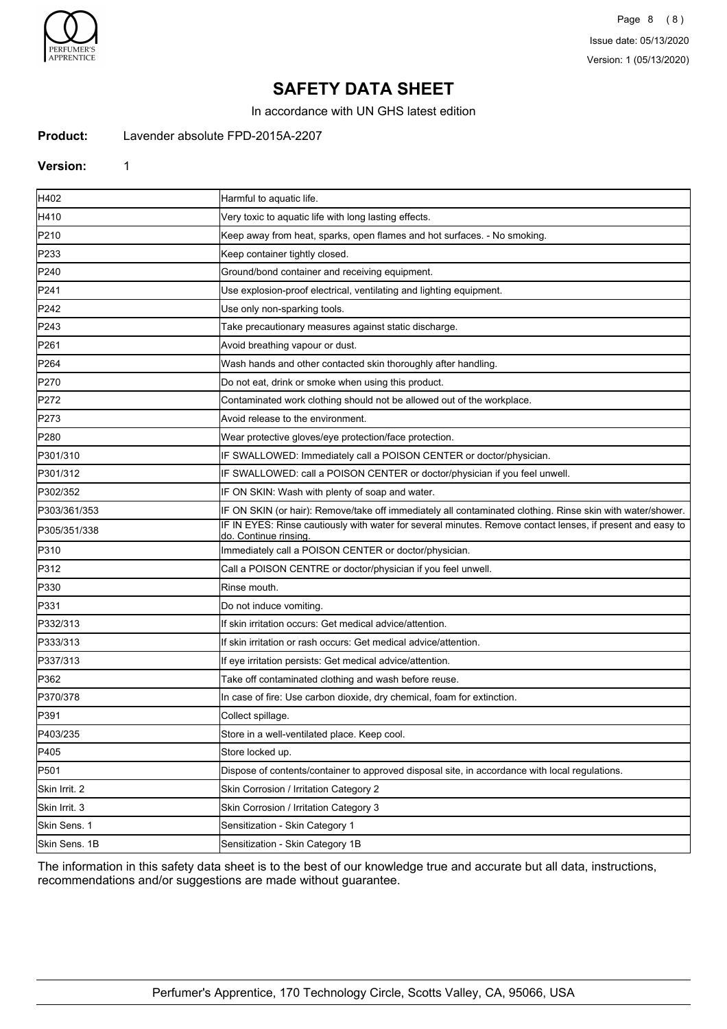# SAFETY DATA SHEET

In accordance with UN GHS latest edition

**Product:** Lavender absolute FPD-2015A-2207

**Version:** 1

| | |
|---|---|
| H402 | Harmful to aquatic life. |
| H410 | Very toxic to aquatic life with long lasting effects. |
| P210 | Keep away from heat, sparks, open flames and hot surfaces. - No smoking. |
| P233 | Keep container tightly closed. |
| P240 | Ground/bond container and receiving equipment. |
| P241 | Use explosion-proof electrical, ventilating and lighting equipment. |
| P242 | Use only non-sparking tools. |
| P243 | Take precautionary measures against static discharge. |
| P261 | Avoid breathing vapour or dust. |
| P264 | Wash hands and other contacted skin thoroughly after handling. |
| P270 | Do not eat, drink or smoke when using this product. |
| P272 | Contaminated work clothing should not be allowed out of the workplace. |
| P273 | Avoid release to the environment. |
| P280 | Wear protective gloves/eye protection/face protection. |
| P301/310 | IF SWALLOWED: Immediately call a POISON CENTER or doctor/physician. |
| P301/312 | IF SWALLOWED: call a POISON CENTER or doctor/physician if you feel unwell. |
| P302/352 | IF ON SKIN: Wash with plenty of soap and water. |
| P303/361/353 | IF ON SKIN (or hair): Remove/take off immediately all contaminated clothing. Rinse skin with water/shower. |
| P305/351/338 | IF IN EYES: Rinse cautiously with water for several minutes. Remove contact lenses, if present and easy to do. Continue rinsing. |
| P310 | Immediately call a POISON CENTER or doctor/physician. |
| P312 | Call a POISON CENTRE or doctor/physician if you feel unwell. |
| P330 | Rinse mouth. |
| P331 | Do not induce vomiting. |
| P332/313 | If skin irritation occurs: Get medical advice/attention. |
| P333/313 | If skin irritation or rash occurs: Get medical advice/attention. |
| P337/313 | If eye irritation persists: Get medical advice/attention. |
| P362 | Take off contaminated clothing and wash before reuse. |
| P370/378 | In case of fire: Use carbon dioxide, dry chemical, foam for extinction. |
| P391 | Collect spillage. |
| P403/235 | Store in a well-ventilated place. Keep cool. |
| P405 | Store locked up. |
| P501 | Dispose of contents/container to approved disposal site, in accordance with local regulations. |
| Skin Irrit. 2 | Skin Corrosion / Irritation Category 2 |
| Skin Irrit. 3 | Skin Corrosion / Irritation Category 3 |
| Skin Sens. 1 | Sensitization - Skin Category 1 |
| Skin Sens. 1B | Sensitization - Skin Category 1B |

The information in this safety data sheet is to the best of our knowledge true and accurate but all data, instructions, recommendations and/or suggestions are made without guarantee.

Perfumer's Apprentice, 170 Technology Circle, Scotts Valley, CA, 95066, USA